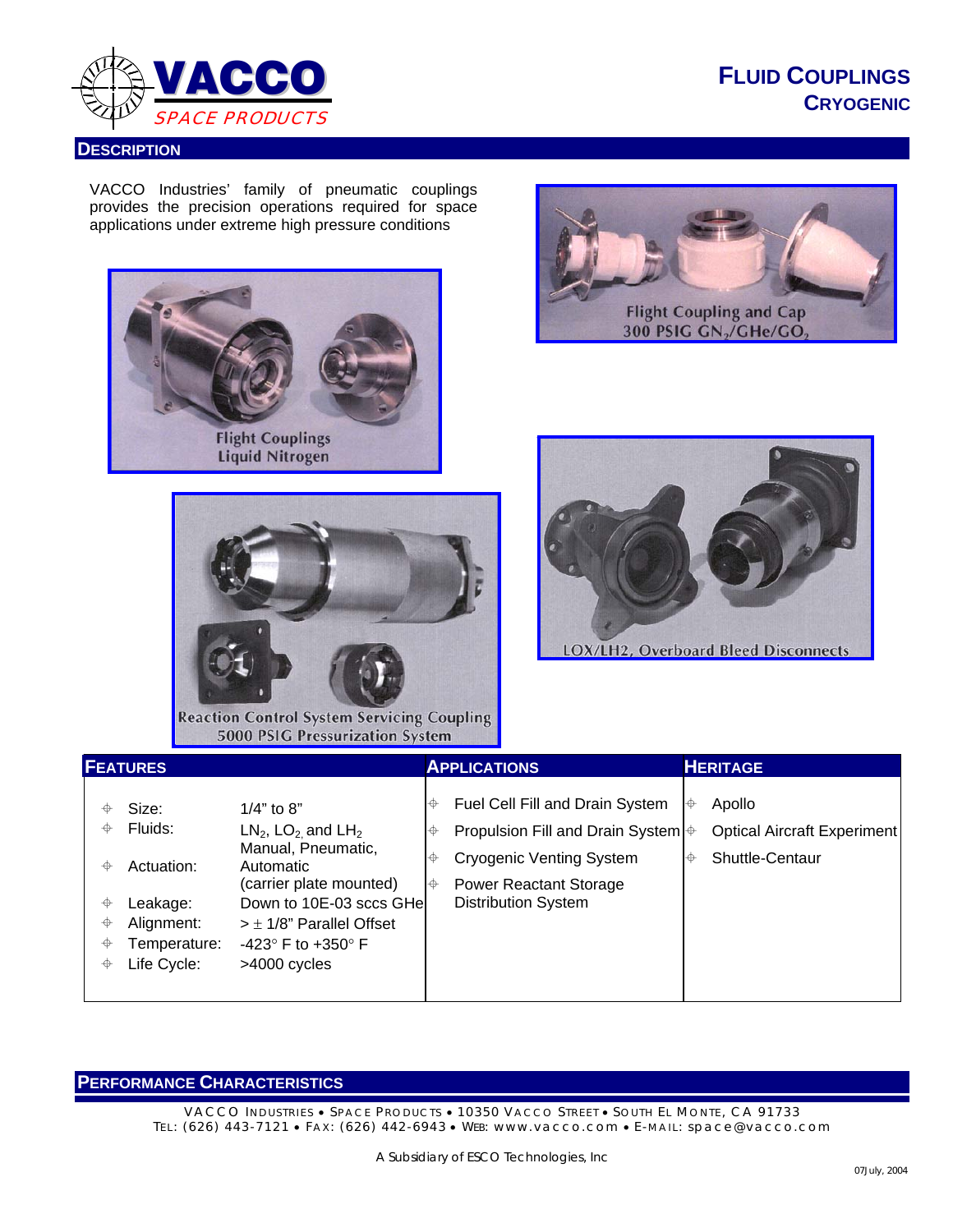# VACCO SPACE PRODUCTS

## FLUID COUPLINGS
### CRYOGENIC

## DESCRIPTION

VACCO Industries' family of pneumatic couplings provides the precision operations required for space applications under extreme high pressure conditions

Flight Couplings
Liquid Nitrogen

Flight Coupling and Cap
300 PSIG $GN_2$/GHe/$GO_2$

Reaction Control System Servicing Coupling
5000 PSIG Pressurization System

LOX/LH2, Overboard Bleed Disconnects

| FEATURES | | APPLICATIONS | HERITAGE |
|---|---|---|---|
| Size: | 1/4" to 8" | Fuel Cell Fill and Drain System | Apollo |
| Fluids: | $LN_2$, $LO_2$, and $LH_2$ | Propulsion Fill and Drain System | Optical Aircraft Experiment |
| Actuation: | Manual, Pneumatic, Automatic (carrier plate mounted) | Cryogenic Venting System | Shuttle-Centaur |
| Leakage: | Down to 10E-03 sccs GHe | Power Reactant Storage Distribution System | |
| Alignment: | > ± 1/8" Parallel Offset | | |
| Temperature: | -423° F to +350° F | | |
| Life Cycle: | >4000 cycles | | |

## PERFORMANCE CHARACTERISTICS

VACCO INDUSTRIES • SPACE PRODUCTS • 10350 VACCO STREET • SOUTH EL MONTE, CA 91733
TEL: (626) 443-7121 • FAX: (626) 442-6943 • WEB: www.vacco.com • E-MAIL: space@vacco.com

A Subsidiary of ESCO Technologies, Inc

07July, 2004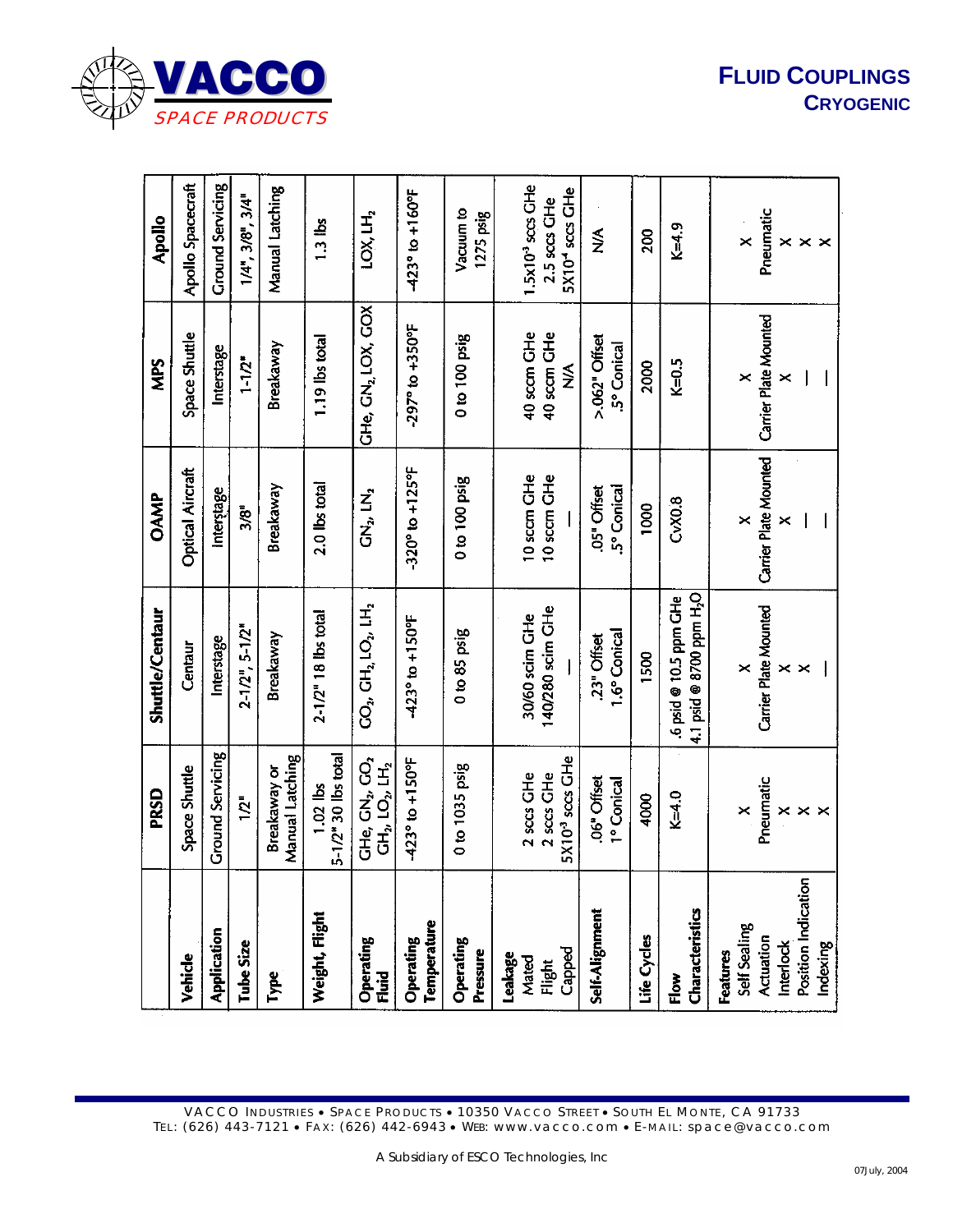# FLUID COUPLINGS
## CRYOGENIC

| | PRSD | Shuttle/Centaur | OAMP | MPS | Apollo |
|---|---|---|---|---|---|
| **Vehicle** | Space Shuttle | Centaur | Optical Aircraft | Space Shuttle | Apollo Spacecraft |
| **Application** | Ground Servicing | Interstage | Interstage | Interstage | Ground Servicing |
| **Tube Size** | 1/2" | 2-1/2", 5-1/2" | 3/8" | 1-1/2" | 1/4", 3/8", 3/4" |
| **Type** | Breakaway or Manual Latching | Breakaway | Breakaway | Breakaway | Manual Latching |
| **Weight, Flight** | 1.02 lbs<br>5-1/2" 30 lbs total | 2-1/2" 18 lbs total | 2.0 lbs total | 1.19 lbs total | 1.3 lbs |
| **Operating Fluid** | GHe, $GN_2$, $GO_2$<br>$GH_2$, $LO_2$, $LH_2$ | $GO_2$, $GH_2$, $LO_2$, $LH_2$ | $GN_2$, $LN_2$ | GHe, $GN_2$, LOX, GOX | LOX, $LH_2$ |
| **Operating Temperature** | -423° to +150°F | -423° to +150°F | -320° to +125°F | -297° to +350°F | -423° to +160°F |
| **Operating Pressure** | 0 to 1035 psig | 0 to 85 psig | 0 to 100 psig | 0 to 100 psig | Vacuum to 1275 psig |
| **Leakage**<br>Mated<br>Flight<br>Capped | <br>2 sccs GHe<br>2 sccs GHe<br>$5X10^{-3}$ sccs GHe | <br>30/60 scim GHe<br>140/280 scim GHe<br>— | <br>10 sccm GHe<br>10 sccm GHe<br>— | <br>40 sccm GHe<br>40 sccm GHe<br>N/A | <br>$1.5x10^{-3}$ sccs GHe<br>2.5 sccs GHe<br>$5X10^{-4}$ sccs GHe |
| **Self-Alignment** | .06" Offset<br>1° Conical | .23" Offset<br>1.6° Conical | .05" Offset<br>.5° Conical | >.062" Offset<br>.5° Conical | N/A |
| **Life Cycles** | 4000 | 1500 | 1000 | 2000 | 200 |
| **Flow Characteristics** | K=4.0 | .6 psid @ 10.5 ppm GHe<br>4.1 psid @ 8700 ppm $H_2O$ | CvX0.8 | K=0.5 | K=4.9 |
| **Features**<br>Self Sealing<br>Actuation<br>Interlock<br>Position Indication<br>Indexing | <br>X<br>Pneumatic<br>X<br>X<br>X | <br>X<br>Carrier Plate Mounted<br>X<br>X<br>— | <br>X<br>Carrier Plate Mounted<br>X<br>—<br>— | <br>X<br>Carrier Plate Mounted<br>X<br>—<br>— | <br>X<br>Pneumatic<br>X<br>X<br>X |

VACCO INDUSTRIES • SPACE PRODUCTS • 10350 VACCO STREET • SOUTH EL MONTE, CA 91733
TEL: (626) 443-7121 • FAX: (626) 442-6943 • WEB: www.vacco.com • E-MAIL: space@vacco.com

A Subsidiary of ESCO Technologies, Inc

07July, 2004